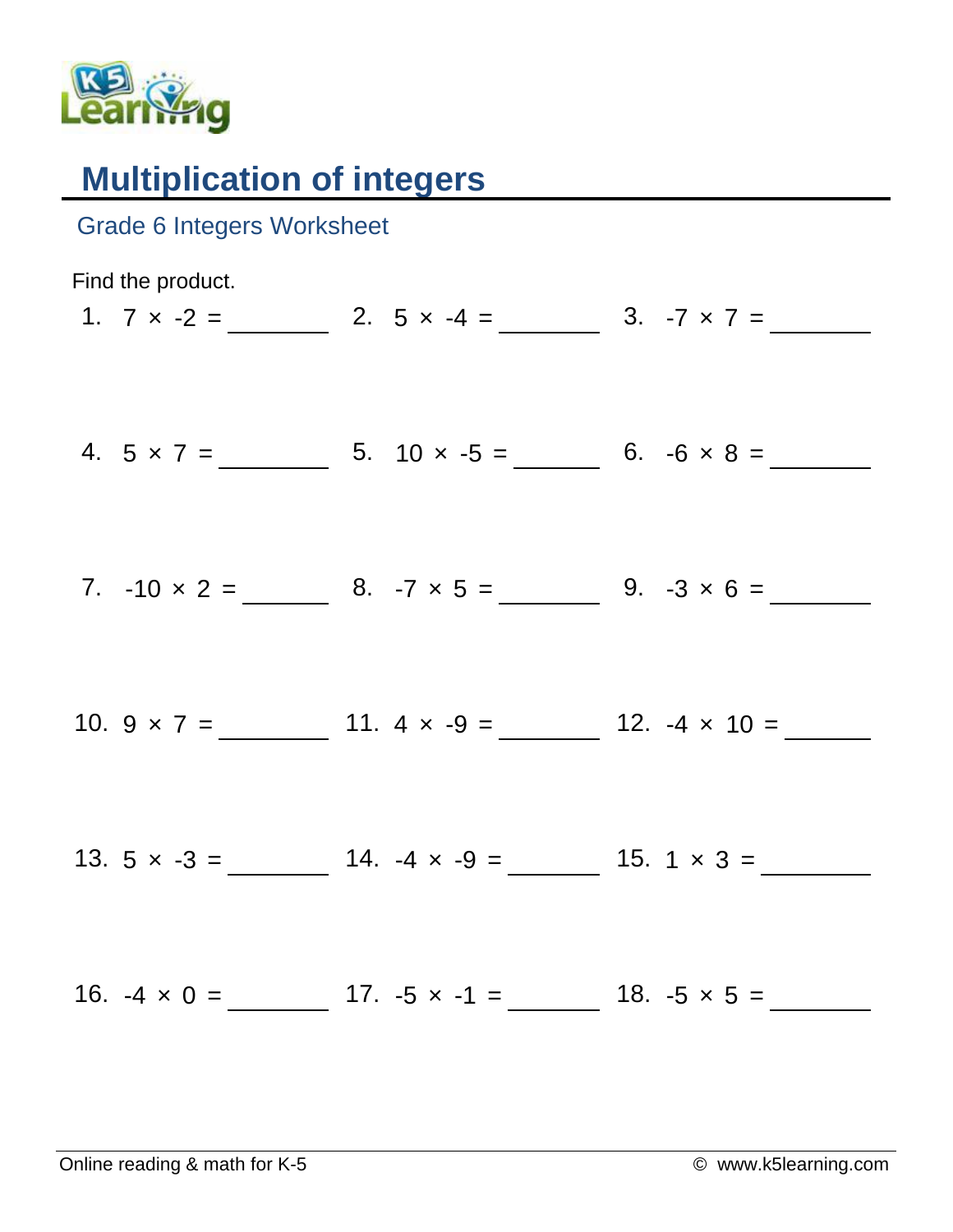# Multiplication of integers

## Grade 6 Integers Worksheet

Find the product.

1. $7 \times -2 =$ ________
2. $5 \times -4 =$ ________
3. $-7 \times 7 =$ ________
4. $5 \times 7 =$ ________
5. $10 \times -5 =$ ________
6. $-6 \times 8 =$ ________
7. $-10 \times 2 =$ ________
8. $-7 \times 5 =$ ________
9. $-3 \times 6 =$ ________
10. $9 \times 7 =$ ________
11. $4 \times -9 =$ ________
12. $-4 \times 10 =$ ________
13. $5 \times -3 =$ ________
14. $-4 \times -9 =$ ________
15. $1 \times 3 =$ ________
16. $-4 \times 0 =$ ________
17. $-5 \times -1 =$ ________
18. $-5 \times 5 =$ ________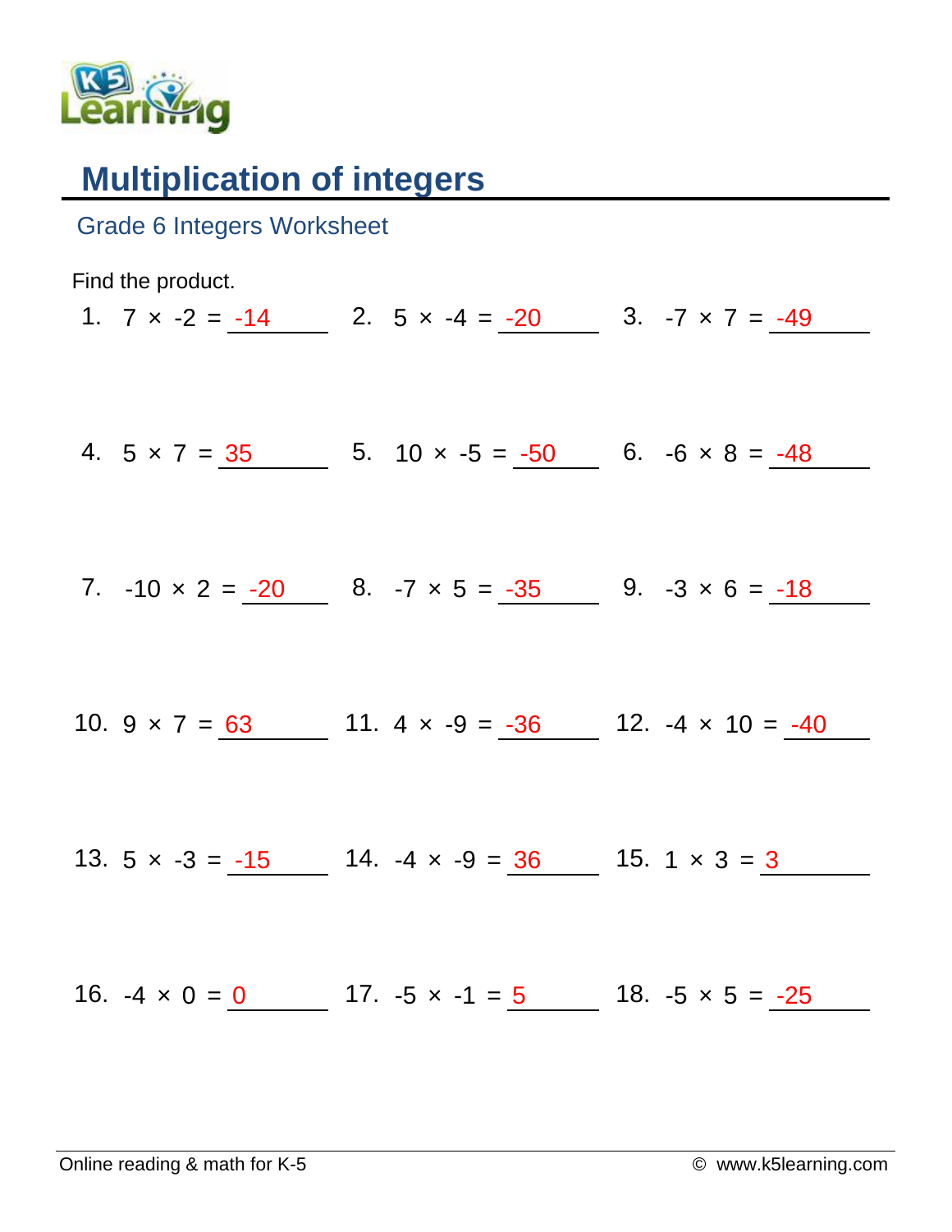# Multiplication of integers

## Grade 6 Integers Worksheet

Find the product.

1. $7 \times -2 =$ -14
2. $5 \times -4 =$ -20
3. $-7 \times 7 =$ -49
4. $5 \times 7 =$ 35
5. $10 \times -5 =$ -50
6. $-6 \times 8 =$ -48
7. $-10 \times 2 =$ -20
8. $-7 \times 5 =$ -35
9. $-3 \times 6 =$ -18
10. $9 \times 7 =$ 63
11. $4 \times -9 =$ -36
12. $-4 \times 10 =$ -40
13. $5 \times -3 =$ -15
14. $-4 \times -9 =$ 36
15. $1 \times 3 =$ 3
16. $-4 \times 0 =$ 0
17. $-5 \times -1 =$ 5
18. $-5 \times 5 =$ -25